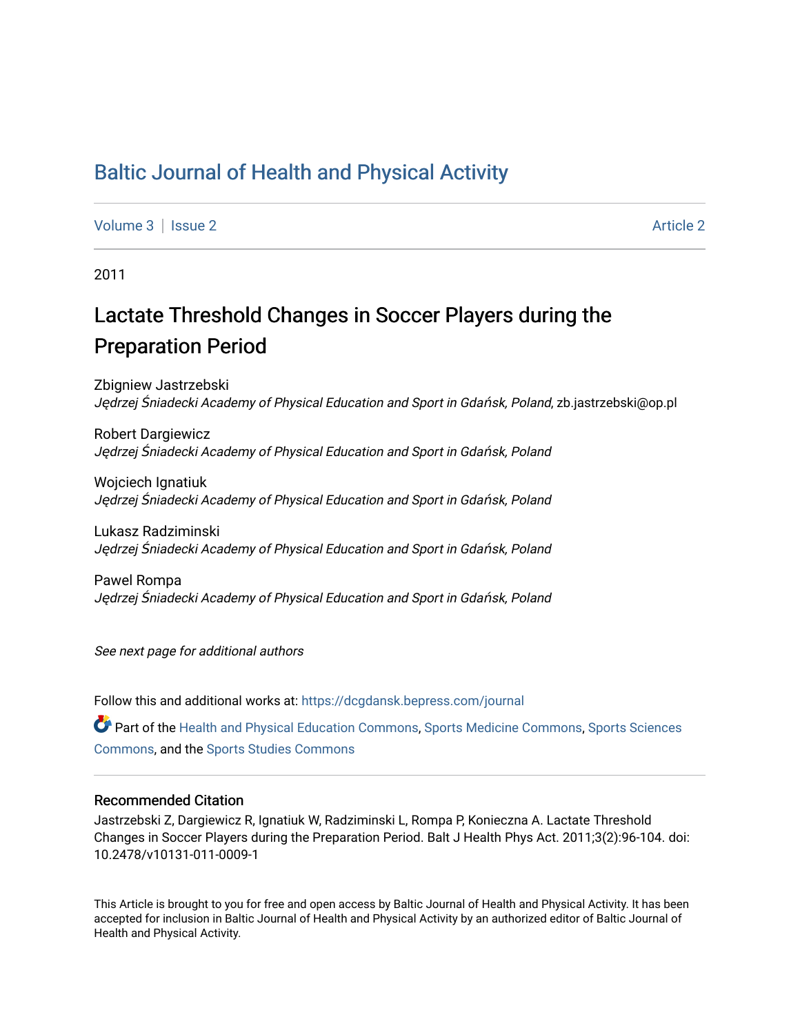# Baltic Journal of Health and Physical Activity

Volume 3 | Issue 2 Article 2

2011

## Lactate Threshold Changes in Soccer Players during the Preparation Period

Zbigniew Jastrzebski
*Jędrzej Śniadecki Academy of Physical Education and Sport in Gdańsk, Poland*, zb.jastrzebski@op.pl

Robert Dargiewicz
*Jędrzej Śniadecki Academy of Physical Education and Sport in Gdańsk, Poland*

Wojciech Ignatiuk
*Jędrzej Śniadecki Academy of Physical Education and Sport in Gdańsk, Poland*

Lukasz Radziminski
*Jędrzej Śniadecki Academy of Physical Education and Sport in Gdańsk, Poland*

Pawel Rompa
*Jędrzej Śniadecki Academy of Physical Education and Sport in Gdańsk, Poland*

*See next page for additional authors*

Follow this and additional works at: https://dcgdansk.bepress.com/journal

Part of the Health and Physical Education Commons, Sports Medicine Commons, Sports Sciences Commons, and the Sports Studies Commons

### Recommended Citation

Jastrzebski Z, Dargiewicz R, Ignatiuk W, Radziminski L, Rompa P, Konieczna A. Lactate Threshold Changes in Soccer Players during the Preparation Period. Balt J Health Phys Act. 2011;3(2):96-104. doi: 10.2478/v10131-011-0009-1

This Article is brought to you for free and open access by Baltic Journal of Health and Physical Activity. It has been accepted for inclusion in Baltic Journal of Health and Physical Activity by an authorized editor of Baltic Journal of Health and Physical Activity.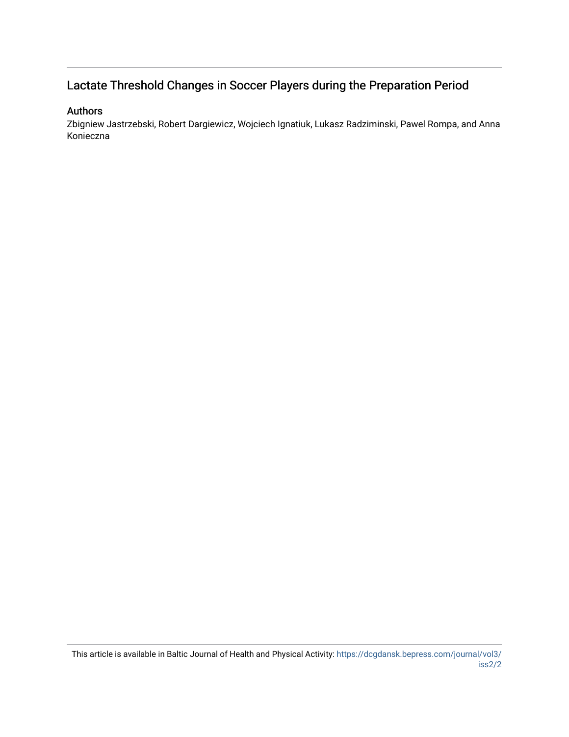## Lactate Threshold Changes in Soccer Players during the Preparation Period

### Authors

Zbigniew Jastrzebski, Robert Dargiewicz, Wojciech Ignatiuk, Lukasz Radziminski, Pawel Rompa, and Anna Konieczna

This article is available in Baltic Journal of Health and Physical Activity: https://dcgdansk.bepress.com/journal/vol3/iss2/2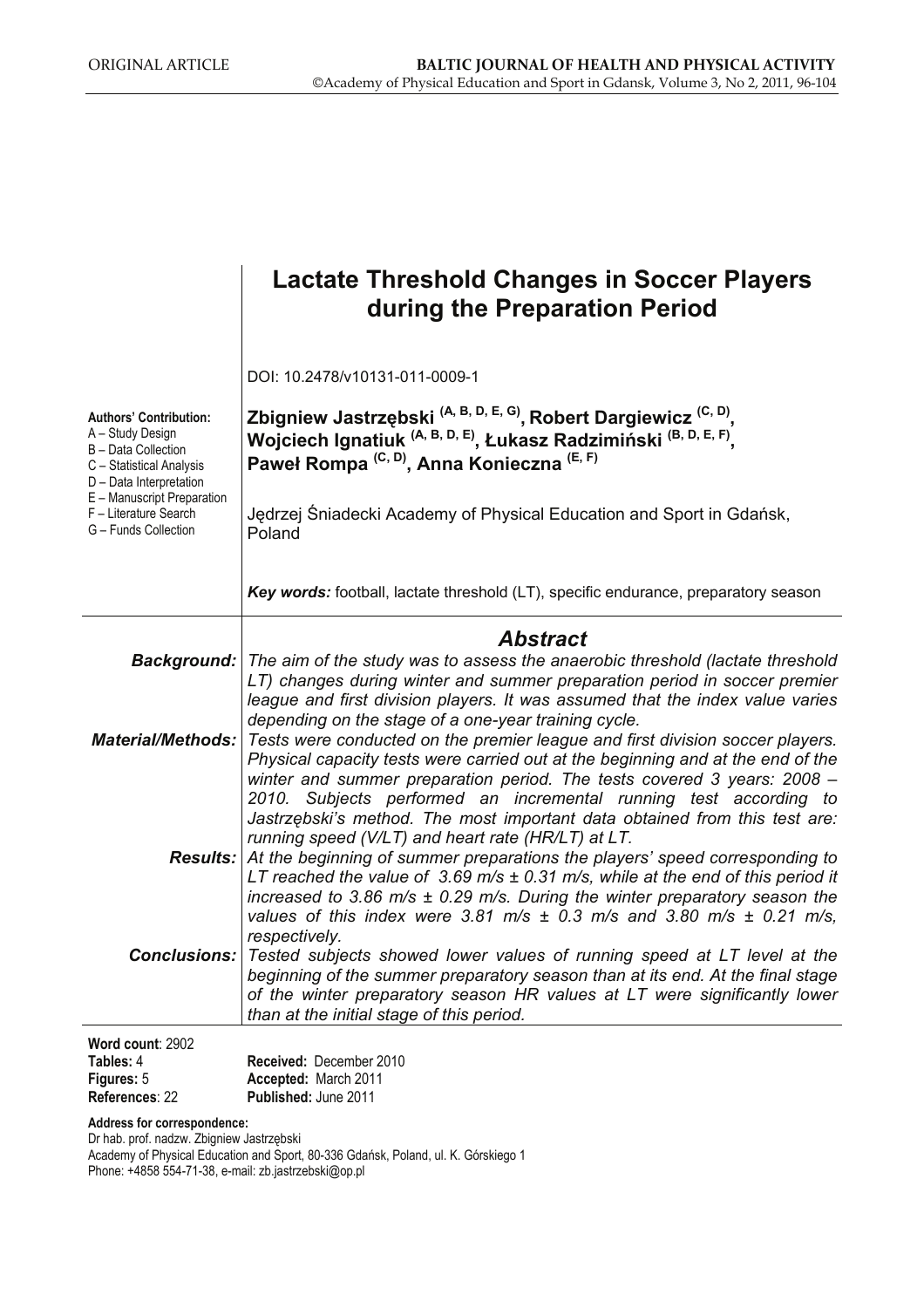ORIGINAL ARTICLE

# Lactate Threshold Changes in Soccer Players during the Preparation Period

DOI: 10.2478/v10131-011-0009-1

**Authors' Contribution:**
A – Study Design
B – Data Collection
C – Statistical Analysis
D – Data Interpretation
E – Manuscript Preparation
F – Literature Search
G – Funds Collection

**Zbigniew Jastrzębski (A, B, D, E, G), Robert Dargiewicz (C, D), Wojciech Ignatiuk (A, B, D, E), Łukasz Radzimiński (B, D, E, F), Paweł Rompa (C, D), Anna Konieczna (E, F)**

Jędrzej Śniadecki Academy of Physical Education and Sport in Gdańsk, Poland

***Key words:*** football, lactate threshold (LT), specific endurance, preparatory season

## *Abstract*

***Background:*** *The aim of the study was to assess the anaerobic threshold (lactate threshold LT) changes during winter and summer preparation period in soccer premier league and first division players. It was assumed that the index value varies depending on the stage of a one-year training cycle.*

***Material/Methods:*** *Tests were conducted on the premier league and first division soccer players. Physical capacity tests were carried out at the beginning and at the end of the winter and summer preparation period. The tests covered 3 years: 2008 – 2010. Subjects performed an incremental running test according to Jastrzębski's method. The most important data obtained from this test are: running speed (V/LT) and heart rate (HR/LT) at LT.*

***Results:*** *At the beginning of summer preparations the players' speed corresponding to LT reached the value of 3.69 m/s ± 0.31 m/s, while at the end of this period it increased to 3.86 m/s ± 0.29 m/s. During the winter preparatory season the values of this index were 3.81 m/s ± 0.3 m/s and 3.80 m/s ± 0.21 m/s, respectively.*

***Conclusions:*** *Tested subjects showed lower values of running speed at LT level at the beginning of the summer preparatory season than at its end. At the final stage of the winter preparatory season HR values at LT were significantly lower than at the initial stage of this period.*

**Word count**: 2902
**Tables:** 4
**Figures:** 5
**References**: 22

**Received:** December 2010
**Accepted:** March 2011
**Published:** June 2011

**Address for correspondence:**
Dr hab. prof. nadzw. Zbigniew Jastrzębski
Academy of Physical Education and Sport, 80-336 Gdańsk, Poland, ul. K. Górskiego 1
Phone: +4858 554-71-38, e-mail: zb.jastrzebski@op.pl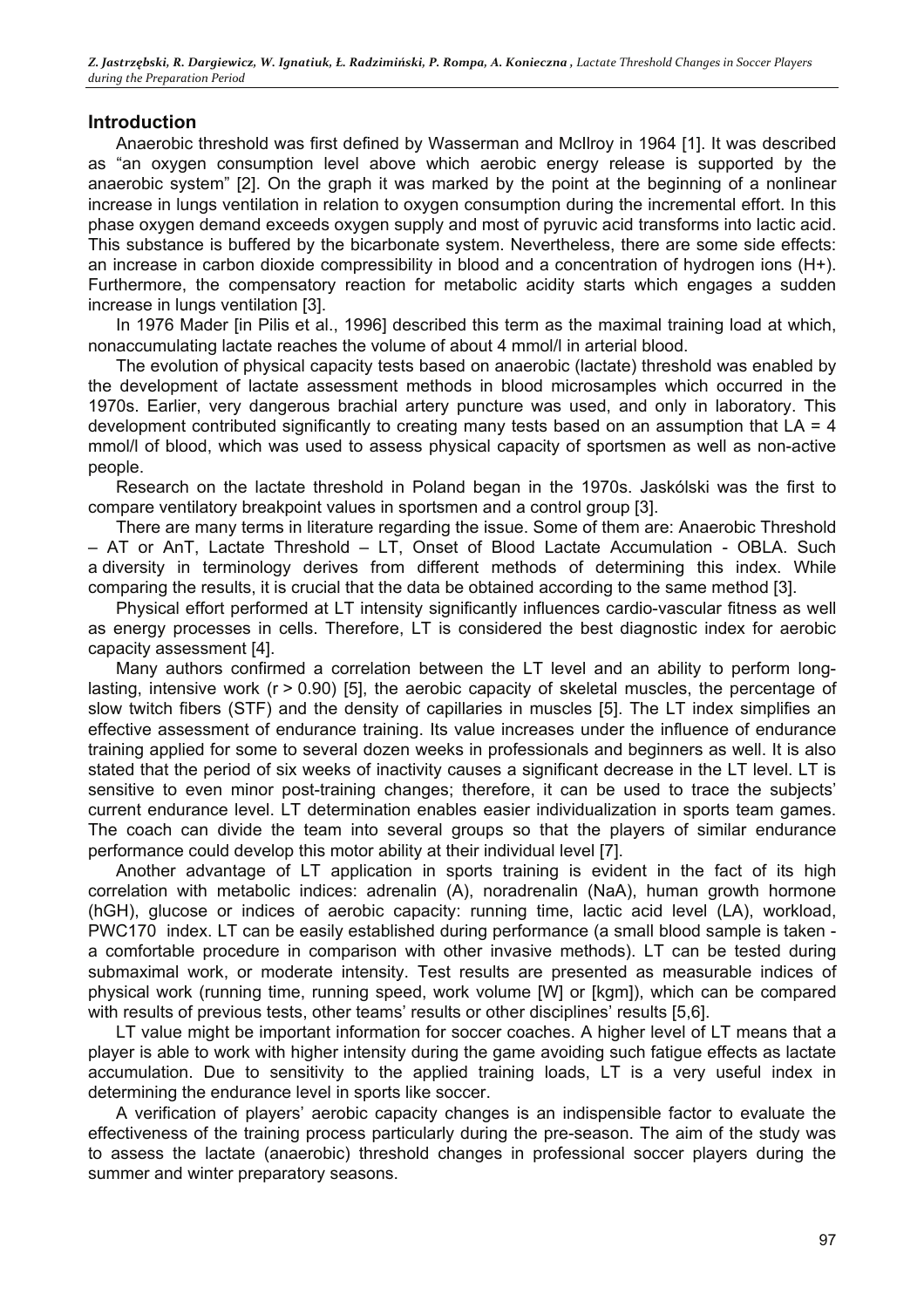## Introduction

Anaerobic threshold was first defined by Wasserman and McIlroy in 1964 [1]. It was described as "an oxygen consumption level above which aerobic energy release is supported by the anaerobic system" [2]. On the graph it was marked by the point at the beginning of a nonlinear increase in lungs ventilation in relation to oxygen consumption during the incremental effort. In this phase oxygen demand exceeds oxygen supply and most of pyruvic acid transforms into lactic acid. This substance is buffered by the bicarbonate system. Nevertheless, there are some side effects: an increase in carbon dioxide compressibility in blood and a concentration of hydrogen ions ($H^+$). Furthermore, the compensatory reaction for metabolic acidity starts which engages a sudden increase in lungs ventilation [3].

In 1976 Mader [in Pilis et al., 1996] described this term as the maximal training load at which, nonaccumulating lactate reaches the volume of about 4 mmol/l in arterial blood.

The evolution of physical capacity tests based on anaerobic (lactate) threshold was enabled by the development of lactate assessment methods in blood microsamples which occurred in the 1970s. Earlier, very dangerous brachial artery puncture was used, and only in laboratory. This development contributed significantly to creating many tests based on an assumption that LA = 4 mmol/l of blood, which was used to assess physical capacity of sportsmen as well as non-active people.

Research on the lactate threshold in Poland began in the 1970s. Jaskólski was the first to compare ventilatory breakpoint values in sportsmen and a control group [3].

There are many terms in literature regarding the issue. Some of them are: Anaerobic Threshold – AT or AnT, Lactate Threshold – LT, Onset of Blood Lactate Accumulation - OBLA. Such a diversity in terminology derives from different methods of determining this index. While comparing the results, it is crucial that the data be obtained according to the same method [3].

Physical effort performed at LT intensity significantly influences cardio-vascular fitness as well as energy processes in cells. Therefore, LT is considered the best diagnostic index for aerobic capacity assessment [4].

Many authors confirmed a correlation between the LT level and an ability to perform long-lasting, intensive work ($r > 0.90$) [5], the aerobic capacity of skeletal muscles, the percentage of slow twitch fibers (STF) and the density of capillaries in muscles [5]. The LT index simplifies an effective assessment of endurance training. Its value increases under the influence of endurance training applied for some to several dozen weeks in professionals and beginners as well. It is also stated that the period of six weeks of inactivity causes a significant decrease in the LT level. LT is sensitive to even minor post-training changes; therefore, it can be used to trace the subjects' current endurance level. LT determination enables easier individualization in sports team games. The coach can divide the team into several groups so that the players of similar endurance performance could develop this motor ability at their individual level [7].

Another advantage of LT application in sports training is evident in the fact of its high correlation with metabolic indices: adrenalin (A), noradrenalin (NaA), human growth hormone (hGH), glucose or indices of aerobic capacity: running time, lactic acid level (LA), workload, PWC170 index. LT can be easily established during performance (a small blood sample is taken - a comfortable procedure in comparison with other invasive methods). LT can be tested during submaximal work, or moderate intensity. Test results are presented as measurable indices of physical work (running time, running speed, work volume [W] or [kgm]), which can be compared with results of previous tests, other teams' results or other disciplines' results [5,6].

LT value might be important information for soccer coaches. A higher level of LT means that a player is able to work with higher intensity during the game avoiding such fatigue effects as lactate accumulation. Due to sensitivity to the applied training loads, LT is a very useful index in determining the endurance level in sports like soccer.

A verification of players' aerobic capacity changes is an indispensible factor to evaluate the effectiveness of the training process particularly during the pre-season. The aim of the study was to assess the lactate (anaerobic) threshold changes in professional soccer players during the summer and winter preparatory seasons.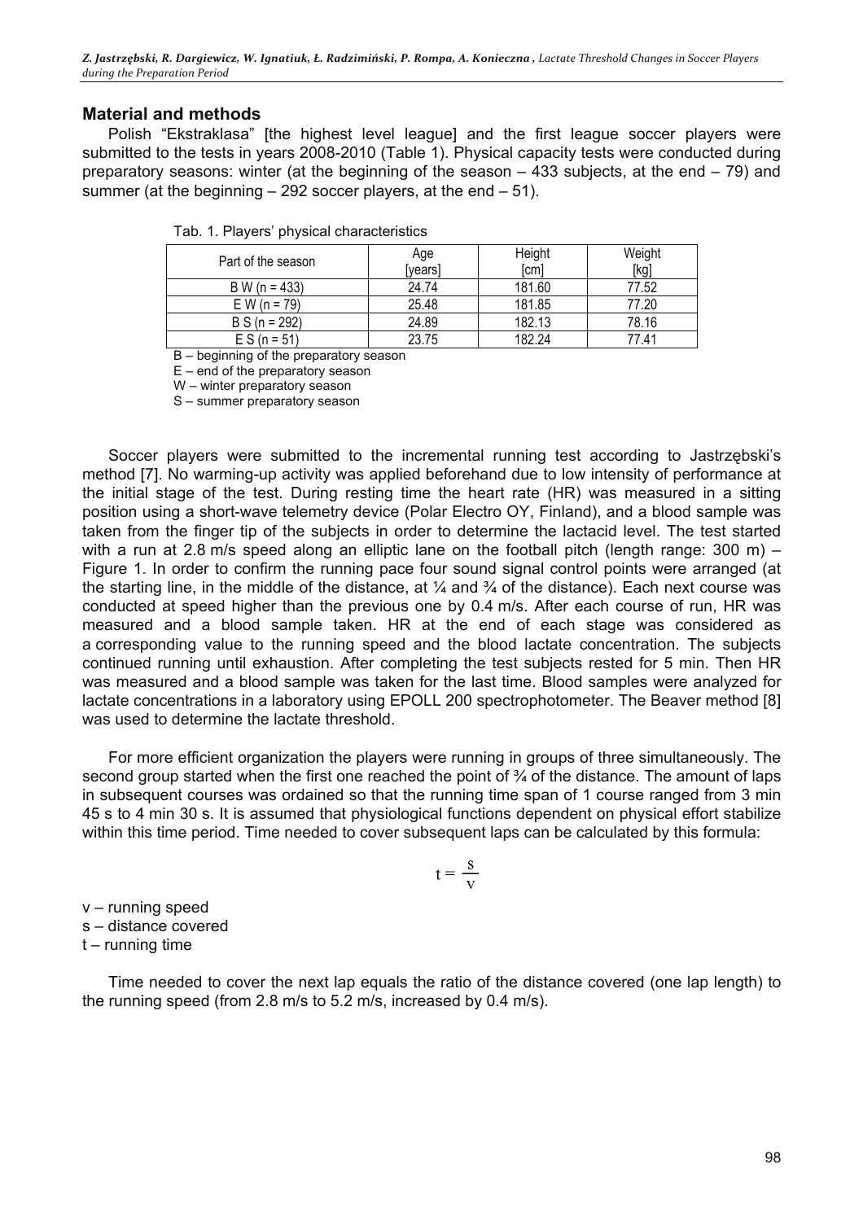## Material and methods

Polish "Ekstraklasa" [the highest level league] and the first league soccer players were submitted to the tests in years 2008-2010 (Table 1). Physical capacity tests were conducted during preparatory seasons: winter (at the beginning of the season – 433 subjects, at the end – 79) and summer (at the beginning – 292 soccer players, at the end – 51).

Tab. 1. Players' physical characteristics

| Part of the season | Age [years] | Height [cm] | Weight [kg] |
|---|---|---|---|
| B W (n = 433) | 24.74 | 181.60 | 77.52 |
| E W (n = 79) | 25.48 | 181.85 | 77.20 |
| B S (n = 292) | 24.89 | 182.13 | 78.16 |
| E S (n = 51) | 23.75 | 182.24 | 77.41 |

B – beginning of the preparatory season
E – end of the preparatory season
W – winter preparatory season
S – summer preparatory season

Soccer players were submitted to the incremental running test according to Jastrzębski's method [7]. No warming-up activity was applied beforehand due to low intensity of performance at the initial stage of the test. During resting time the heart rate (HR) was measured in a sitting position using a short-wave telemetry device (Polar Electro OY, Finland), and a blood sample was taken from the finger tip of the subjects in order to determine the lactacid level. The test started with a run at 2.8 m/s speed along an elliptic lane on the football pitch (length range: 300 m) – Figure 1. In order to confirm the running pace four sound signal control points were arranged (at the starting line, in the middle of the distance, at ¼ and ¾ of the distance). Each next course was conducted at speed higher than the previous one by 0.4 m/s. After each course of run, HR was measured and a blood sample taken. HR at the end of each stage was considered as a corresponding value to the running speed and the blood lactate concentration. The subjects continued running until exhaustion. After completing the test subjects rested for 5 min. Then HR was measured and a blood sample was taken for the last time. Blood samples were analyzed for lactate concentrations in a laboratory using EPOLL 200 spectrophotometer. The Beaver method [8] was used to determine the lactate threshold.

For more efficient organization the players were running in groups of three simultaneously. The second group started when the first one reached the point of ¾ of the distance. The amount of laps in subsequent courses was ordained so that the running time span of 1 course ranged from 3 min 45 s to 4 min 30 s. It is assumed that physiological functions dependent on physical effort stabilize within this time period. Time needed to cover subsequent laps can be calculated by this formula:

$$t = \frac{s}{v}$$

v – running speed
s – distance covered
t – running time

Time needed to cover the next lap equals the ratio of the distance covered (one lap length) to the running speed (from 2.8 m/s to 5.2 m/s, increased by 0.4 m/s).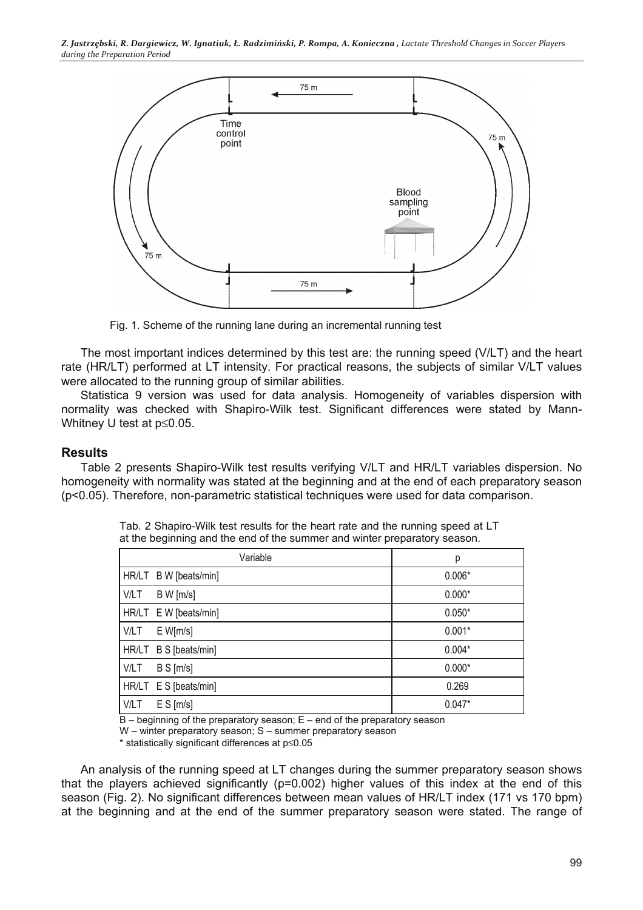Fig. 1. Scheme of the running lane during an incremental running test

The most important indices determined by this test are: the running speed (V/LT) and the heart rate (HR/LT) performed at LT intensity. For practical reasons, the subjects of similar V/LT values were allocated to the running group of similar abilities.

Statistica 9 version was used for data analysis. Homogeneity of variables dispersion with normality was checked with Shapiro-Wilk test. Significant differences were stated by Mann-Whitney U test at $p \leq 0.05$.

## Results

Table 2 presents Shapiro-Wilk test results verifying V/LT and HR/LT variables dispersion. No homogeneity with normality was stated at the beginning and at the end of each preparatory season ($p<0.05$). Therefore, non-parametric statistical techniques were used for data comparison.

Tab. 2 Shapiro-Wilk test results for the heart rate and the running speed at LT at the beginning and the end of the summer and winter preparatory season.

| Variable | p |
|---|---|
| HR/LT B W [beats/min] | 0.006* |
| V/LT B W [m/s] | 0.000* |
| HR/LT E W [beats/min] | 0.050* |
| V/LT E W[m/s] | 0.001* |
| HR/LT B S [beats/min] | 0.004* |
| V/LT B S [m/s] | 0.000* |
| HR/LT E S [beats/min] | 0.269 |
| V/LT E S [m/s] | 0.047* |

B – beginning of the preparatory season; E – end of the preparatory season
W – winter preparatory season; S – summer preparatory season
* statistically significant differences at $p \leq 0.05$

An analysis of the running speed at LT changes during the summer preparatory season shows that the players achieved significantly ($p=0.002$) higher values of this index at the end of this season (Fig. 2). No significant differences between mean values of HR/LT index (171 vs 170 bpm) at the beginning and at the end of the summer preparatory season were stated. The range of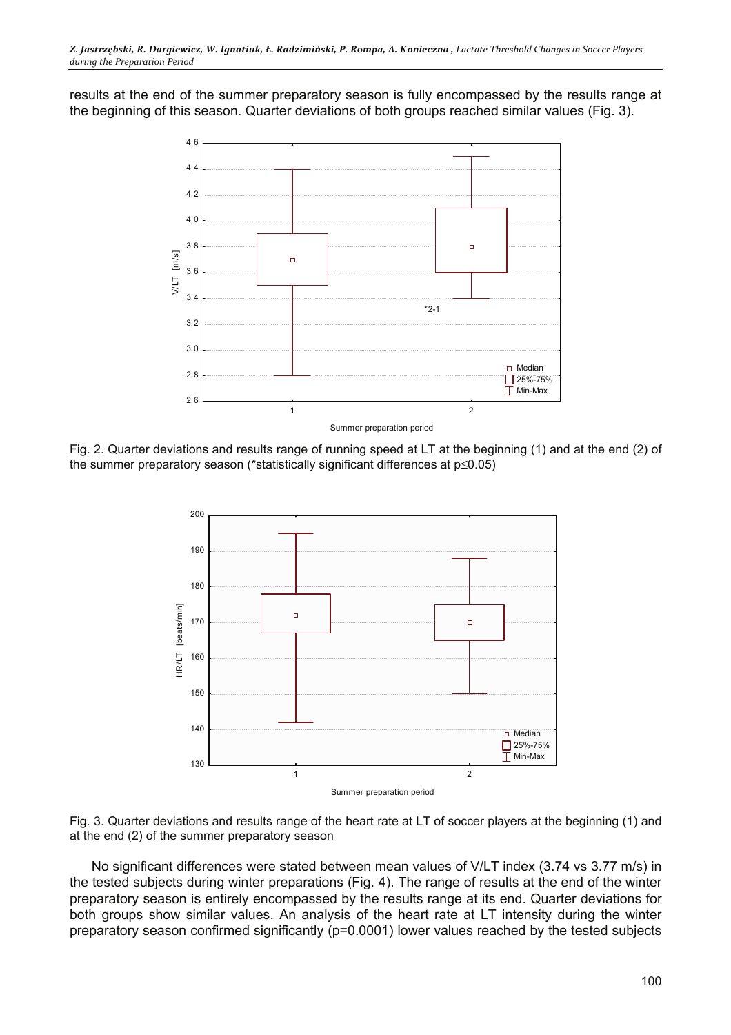results at the end of the summer preparatory season is fully encompassed by the results range at the beginning of this season. Quarter deviations of both groups reached similar values (Fig. 3).

Fig. 2. Quarter deviations and results range of running speed at LT at the beginning (1) and at the end (2) of the summer preparatory season (*statistically significant differences at p≤0.05)

Fig. 3. Quarter deviations and results range of the heart rate at LT of soccer players at the beginning (1) and at the end (2) of the summer preparatory season

No significant differences were stated between mean values of V/LT index (3.74 vs 3.77 m/s) in the tested subjects during winter preparations (Fig. 4). The range of results at the end of the winter preparatory season is entirely encompassed by the results range at its end. Quarter deviations for both groups show similar values. An analysis of the heart rate at LT intensity during the winter preparatory season confirmed significantly (p=0.0001) lower values reached by the tested subjects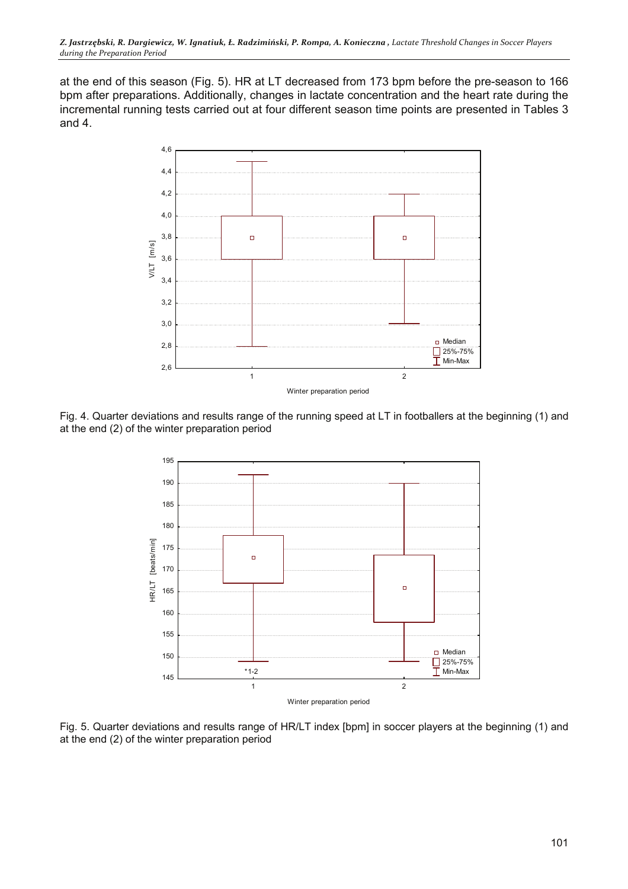at the end of this season (Fig. 5). HR at LT decreased from 173 bpm before the pre-season to 166 bpm after preparations. Additionally, changes in lactate concentration and the heart rate during the incremental running tests carried out at four different season time points are presented in Tables 3 and 4.

Fig. 4. Quarter deviations and results range of the running speed at LT in footballers at the beginning (1) and at the end (2) of the winter preparation period

Fig. 5. Quarter deviations and results range of HR/LT index [bpm] in soccer players at the beginning (1) and at the end (2) of the winter preparation period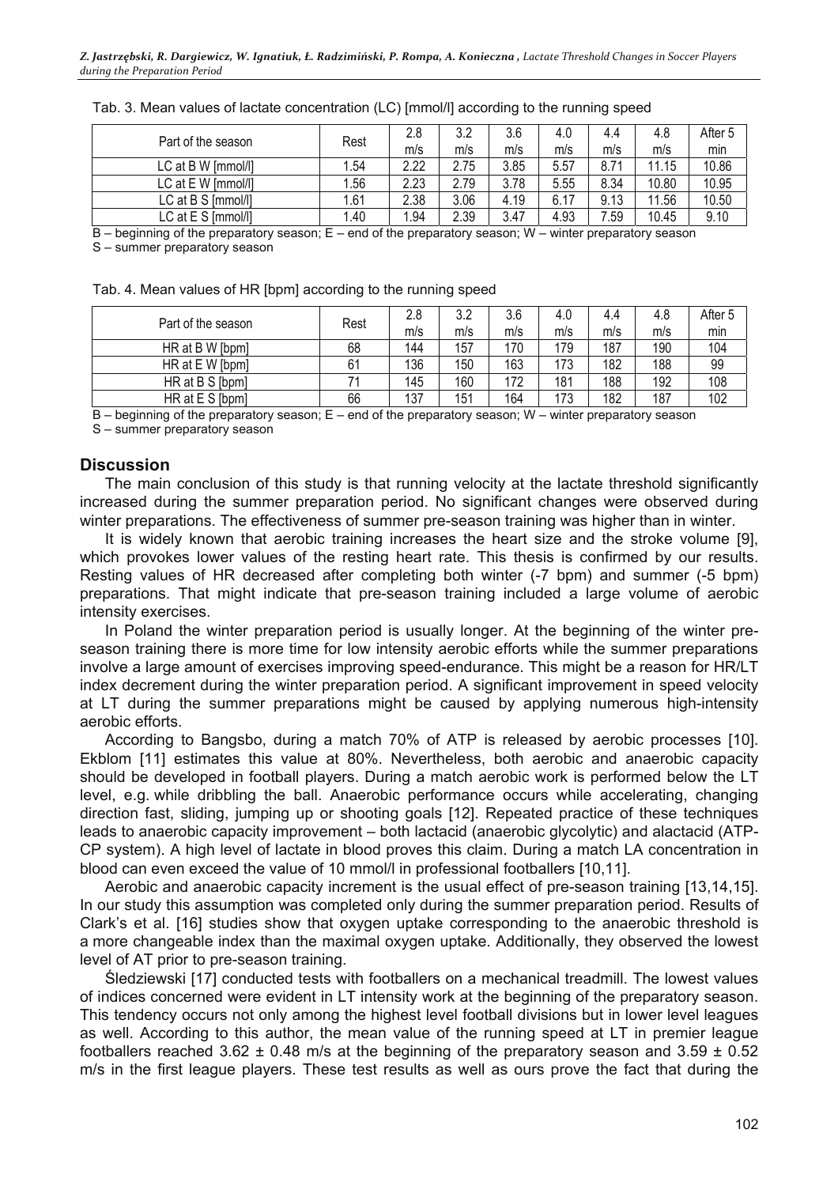Tab. 3. Mean values of lactate concentration (LC) [mmol/l] according to the running speed

| Part of the season | Rest | 2.8 m/s | 3.2 m/s | 3.6 m/s | 4.0 m/s | 4.4 m/s | 4.8 m/s | After 5 min |
|---|---|---|---|---|---|---|---|---|
| LC at B W [mmol/l] | 1.54 | 2.22 | 2.75 | 3.85 | 5.57 | 8.71 | 11.15 | 10.86 |
| LC at E W [mmol/l] | 1.56 | 2.23 | 2.79 | 3.78 | 5.55 | 8.34 | 10.80 | 10.95 |
| LC at B S [mmol/l] | 1.61 | 2.38 | 3.06 | 4.19 | 6.17 | 9.13 | 11.56 | 10.50 |
| LC at E S [mmol/l] | 1.40 | 1.94 | 2.39 | 3.47 | 4.93 | 7.59 | 10.45 | 9.10 |

B – beginning of the preparatory season; E – end of the preparatory season; W – winter preparatory season
S – summer preparatory season

Tab. 4. Mean values of HR [bpm] according to the running speed

| Part of the season | Rest | 2.8 m/s | 3.2 m/s | 3.6 m/s | 4.0 m/s | 4.4 m/s | 4.8 m/s | After 5 min |
|---|---|---|---|---|---|---|---|---|
| HR at B W [bpm] | 68 | 144 | 157 | 170 | 179 | 187 | 190 | 104 |
| HR at E W [bpm] | 61 | 136 | 150 | 163 | 173 | 182 | 188 | 99 |
| HR at B S [bpm] | 71 | 145 | 160 | 172 | 181 | 188 | 192 | 108 |
| HR at E S [bpm] | 66 | 137 | 151 | 164 | 173 | 182 | 187 | 102 |

B – beginning of the preparatory season; E – end of the preparatory season; W – winter preparatory season
S – summer preparatory season

## Discussion

The main conclusion of this study is that running velocity at the lactate threshold significantly increased during the summer preparation period. No significant changes were observed during winter preparations. The effectiveness of summer pre-season training was higher than in winter.

It is widely known that aerobic training increases the heart size and the stroke volume [9], which provokes lower values of the resting heart rate. This thesis is confirmed by our results. Resting values of HR decreased after completing both winter (-7 bpm) and summer (-5 bpm) preparations. That might indicate that pre-season training included a large volume of aerobic intensity exercises.

In Poland the winter preparation period is usually longer. At the beginning of the winter pre-season training there is more time for low intensity aerobic efforts while the summer preparations involve a large amount of exercises improving speed-endurance. This might be a reason for HR/LT index decrement during the winter preparation period. A significant improvement in speed velocity at LT during the summer preparations might be caused by applying numerous high-intensity aerobic efforts.

According to Bangsbo, during a match 70% of ATP is released by aerobic processes [10]. Ekblom [11] estimates this value at 80%. Nevertheless, both aerobic and anaerobic capacity should be developed in football players. During a match aerobic work is performed below the LT level, e.g. while dribbling the ball. Anaerobic performance occurs while accelerating, changing direction fast, sliding, jumping up or shooting goals [12]. Repeated practice of these techniques leads to anaerobic capacity improvement – both lactacid (anaerobic glycolytic) and alactacid (ATP-CP system). A high level of lactate in blood proves this claim. During a match LA concentration in blood can even exceed the value of 10 mmol/l in professional footballers [10,11].

Aerobic and anaerobic capacity increment is the usual effect of pre-season training [13,14,15]. In our study this assumption was completed only during the summer preparation period. Results of Clark's et al. [16] studies show that oxygen uptake corresponding to the anaerobic threshold is a more changeable index than the maximal oxygen uptake. Additionally, they observed the lowest level of AT prior to pre-season training.

Śledziewski [17] conducted tests with footballers on a mechanical treadmill. The lowest values of indices concerned were evident in LT intensity work at the beginning of the preparatory season. This tendency occurs not only among the highest level football divisions but in lower level leagues as well. According to this author, the mean value of the running speed at LT in premier league footballers reached 3.62 ± 0.48 m/s at the beginning of the preparatory season and 3.59 ± 0.52 m/s in the first league players. These test results as well as ours prove the fact that during the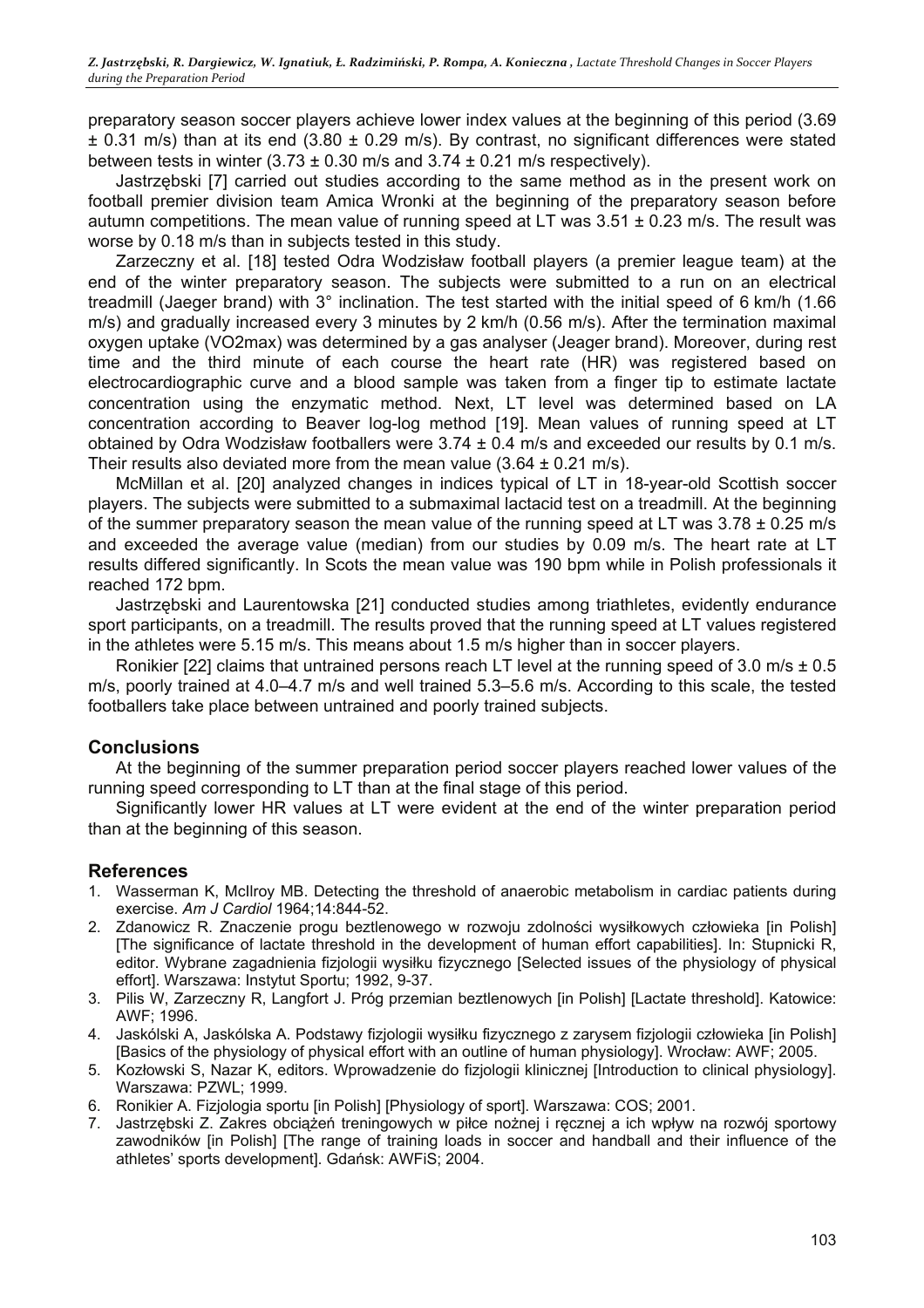preparatory season soccer players achieve lower index values at the beginning of this period (3.69 ± 0.31 m/s) than at its end (3.80 ± 0.29 m/s). By contrast, no significant differences were stated between tests in winter (3.73 ± 0.30 m/s and 3.74 ± 0.21 m/s respectively).

Jastrzębski [7] carried out studies according to the same method as in the present work on football premier division team Amica Wronki at the beginning of the preparatory season before autumn competitions. The mean value of running speed at LT was 3.51 ± 0.23 m/s. The result was worse by 0.18 m/s than in subjects tested in this study.

Zarzeczny et al. [18] tested Odra Wodzisław football players (a premier league team) at the end of the winter preparatory season. The subjects were submitted to a run on an electrical treadmill (Jaeger brand) with 3° inclination. The test started with the initial speed of 6 km/h (1.66 m/s) and gradually increased every 3 minutes by 2 km/h (0.56 m/s). After the termination maximal oxygen uptake (VO2max) was determined by a gas analyser (Jeager brand). Moreover, during rest time and the third minute of each course the heart rate (HR) was registered based on electrocardiographic curve and a blood sample was taken from a finger tip to estimate lactate concentration using the enzymatic method. Next, LT level was determined based on LA concentration according to Beaver log-log method [19]. Mean values of running speed at LT obtained by Odra Wodzisław footballers were 3.74 ± 0.4 m/s and exceeded our results by 0.1 m/s. Their results also deviated more from the mean value (3.64 ± 0.21 m/s).

McMillan et al. [20] analyzed changes in indices typical of LT in 18-year-old Scottish soccer players. The subjects were submitted to a submaximal lactacid test on a treadmill. At the beginning of the summer preparatory season the mean value of the running speed at LT was 3.78 ± 0.25 m/s and exceeded the average value (median) from our studies by 0.09 m/s. The heart rate at LT results differed significantly. In Scots the mean value was 190 bpm while in Polish professionals it reached 172 bpm.

Jastrzębski and Laurentowska [21] conducted studies among triathletes, evidently endurance sport participants, on a treadmill. The results proved that the running speed at LT values registered in the athletes were 5.15 m/s. This means about 1.5 m/s higher than in soccer players.

Ronikier [22] claims that untrained persons reach LT level at the running speed of 3.0 m/s ± 0.5 m/s, poorly trained at 4.0–4.7 m/s and well trained 5.3–5.6 m/s. According to this scale, the tested footballers take place between untrained and poorly trained subjects.

## Conclusions

At the beginning of the summer preparation period soccer players reached lower values of the running speed corresponding to LT than at the final stage of this period.

Significantly lower HR values at LT were evident at the end of the winter preparation period than at the beginning of this season.

## References

1. Wasserman K, McIlroy MB. Detecting the threshold of anaerobic metabolism in cardiac patients during exercise. *Am J Cardiol* 1964;14:844-52.
2. Zdanowicz R. Znaczenie progu beztlenowego w rozwoju zdolności wysiłkowych człowieka [in Polish] [The significance of lactate threshold in the development of human effort capabilities]. In: Stupnicki R, editor. Wybrane zagadnienia fizjologii wysiłku fizycznego [Selected issues of the physiology of physical effort]. Warszawa: Instytut Sportu; 1992, 9-37.
3. Pilis W, Zarzeczny R, Langfort J. Próg przemian beztlenowych [in Polish] [Lactate threshold]. Katowice: AWF; 1996.
4. Jaskólski A, Jaskólska A. Podstawy fizjologii wysiłku fizycznego z zarysem fizjologii człowieka [in Polish] [Basics of the physiology of physical effort with an outline of human physiology]. Wrocław: AWF; 2005.
5. Kozłowski S, Nazar K, editors. Wprowadzenie do fizjologii klinicznej [Introduction to clinical physiology]. Warszawa: PZWL; 1999.
6. Ronikier A. Fizjologia sportu [in Polish] [Physiology of sport]. Warszawa: COS; 2001.
7. Jastrzębski Z. Zakres obciążeń treningowych w piłce nożnej i ręcznej a ich wpływ na rozwój sportowy zawodników [in Polish] [The range of training loads in soccer and handball and their influence of the athletes' sports development]. Gdańsk: AWFiS; 2004.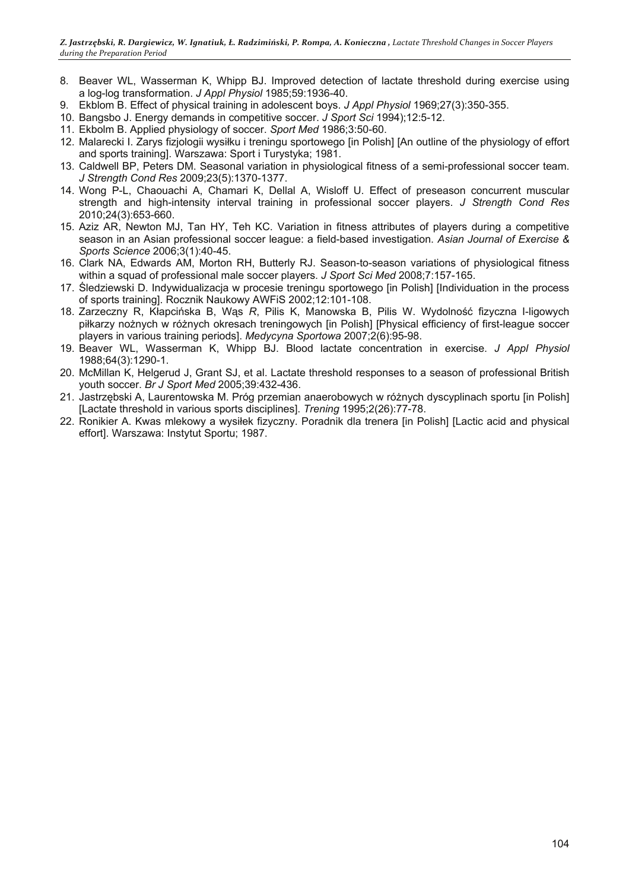8. Beaver WL, Wasserman K, Whipp BJ. Improved detection of lactate threshold during exercise using a log-log transformation. *J Appl Physiol* 1985;59:1936-40.
9. Ekblom B. Effect of physical training in adolescent boys. *J Appl Physiol* 1969;27(3):350-355.
10. Bangsbo J. Energy demands in competitive soccer. *J Sport Sci* 1994);12:5-12.
11. Ekbolm B. Applied physiology of soccer. *Sport Med* 1986;3:50-60.
12. Malarecki I. Zarys fizjologii wysiłku i treningu sportowego [in Polish] [An outline of the physiology of effort and sports training]. Warszawa: Sport i Turystyka; 1981.
13. Caldwell BP, Peters DM. Seasonal variation in physiological fitness of a semi-professional soccer team. *J Strength Cond Res* 2009;23(5):1370-1377.
14. Wong P-L, Chaouachi A, Chamari K, Dellal A, Wisloff U. Effect of preseason concurrent muscular strength and high-intensity interval training in professional soccer players. *J Strength Cond Res* 2010;24(3):653-660.
15. Aziz AR, Newton MJ, Tan HY, Teh KC. Variation in fitness attributes of players during a competitive season in an Asian professional soccer league: a field-based investigation. *Asian Journal of Exercise & Sports Science* 2006;3(1):40-45.
16. Clark NA, Edwards AM, Morton RH, Butterly RJ. Season-to-season variations of physiological fitness within a squad of professional male soccer players. *J Sport Sci Med* 2008;7:157-165.
17. Śledziewski D. Indywidualizacja w procesie treningu sportowego [in Polish] [Individuation in the process of sports training]. Rocznik Naukowy AWFiS 2002;12:101-108.
18. Zarzeczny R, Kłapcińska B, Wąs *R*, Pilis K, Manowska B, Pilis W. Wydolność fizyczna I-ligowych piłkarzy nożnych w różnych okresach treningowych [in Polish] [Physical efficiency of first-league soccer players in various training periods]. *Medycyna Sportowa* 2007;2(6):95-98.
19. Beaver WL, Wasserman K, Whipp BJ. Blood lactate concentration in exercise. *J Appl Physiol* 1988;64(3):1290-1.
20. McMillan K, Helgerud J, Grant SJ, et al. Lactate threshold responses to a season of professional British youth soccer. *Br J Sport Med* 2005;39:432-436.
21. Jastrzębski A, Laurentowska M. Próg przemian anaerobowych w różnych dyscyplinach sportu [in Polish] [Lactate threshold in various sports disciplines]. *Trening* 1995;2(26):77-78.
22. Ronikier A. Kwas mlekowy a wysiłek fizyczny. Poradnik dla trenera [in Polish] [Lactic acid and physical effort]. Warszawa: Instytut Sportu; 1987.